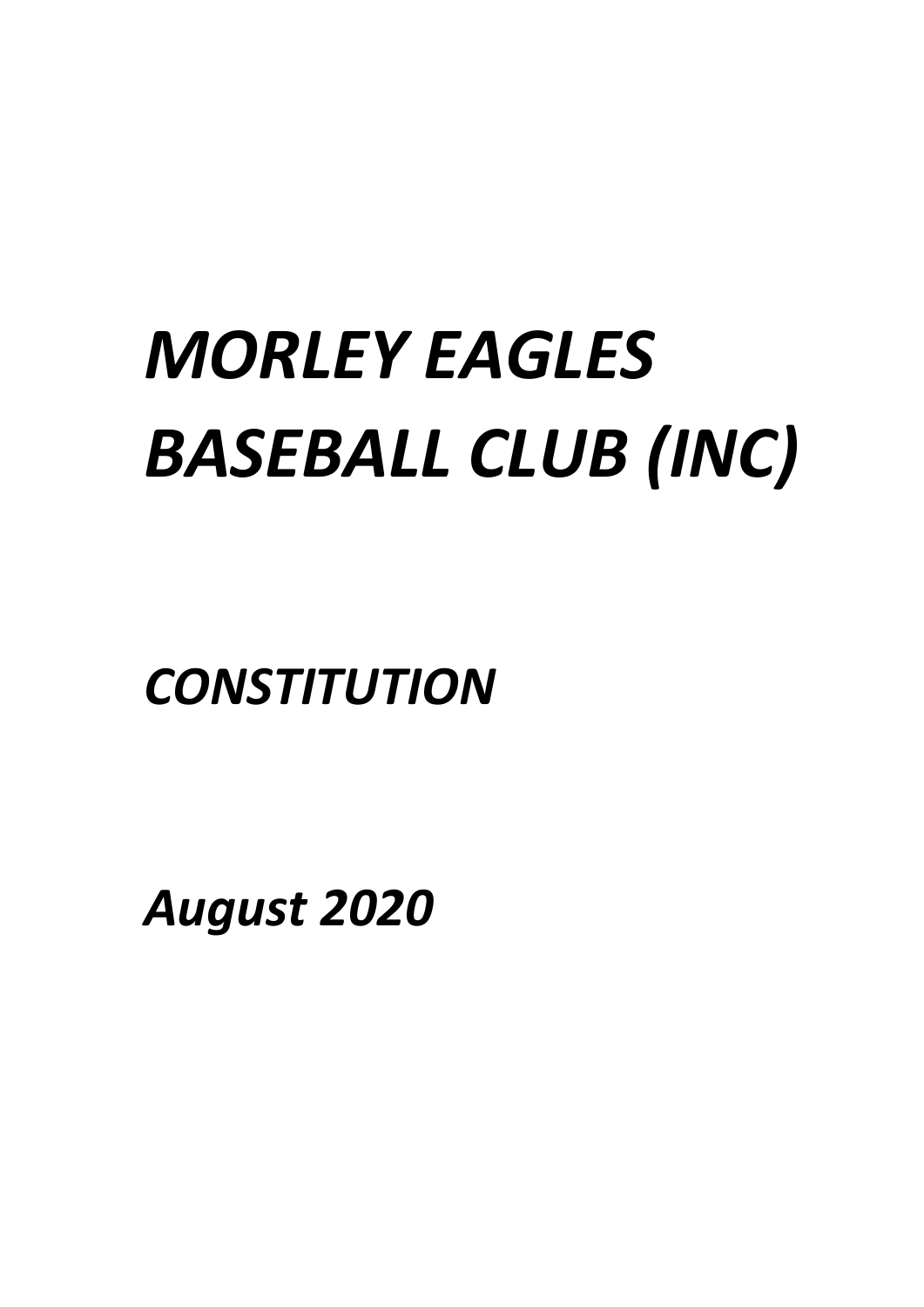# *MORLEY EAGLES BASEBALL CLUB (INC)*

## *CONSTITUTION*

## *August 2020*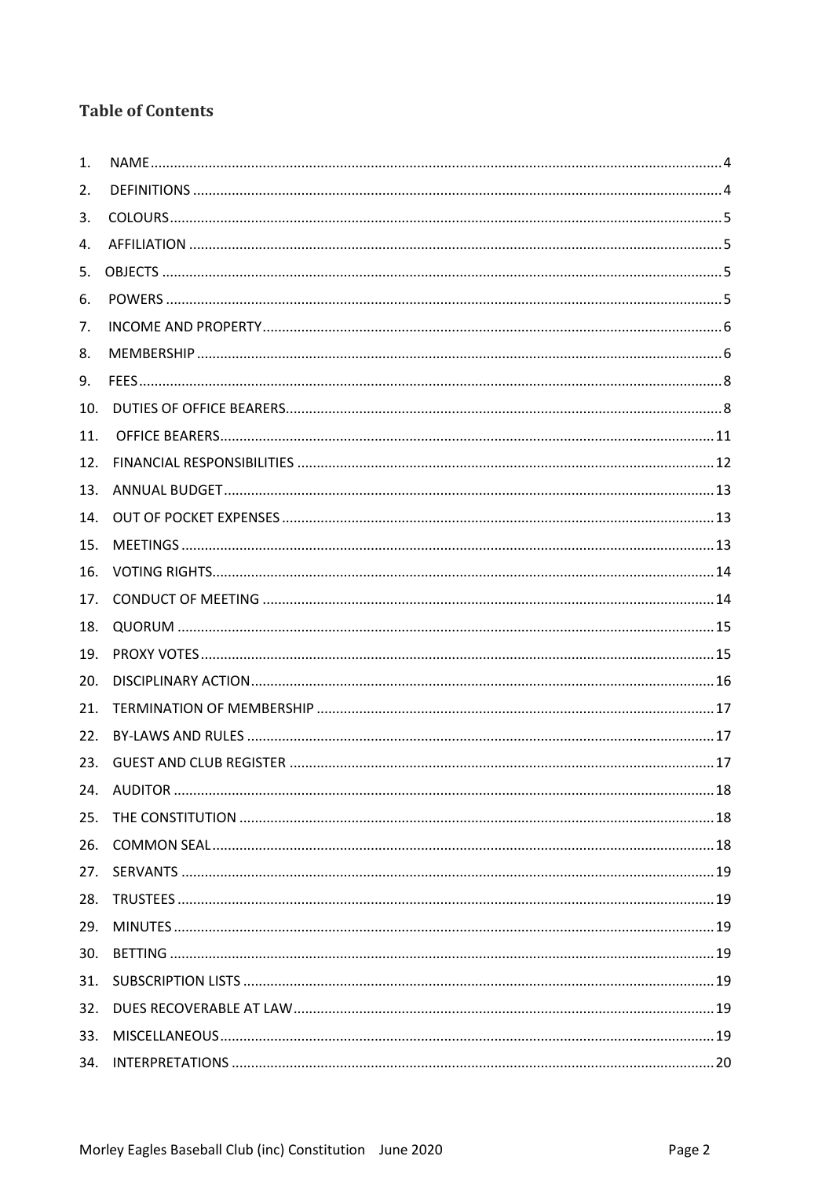## Table of Contents

1. NAME .......... 4
2. DEFINITIONS .......... 4
3. COLOURS .......... 5
4. AFFILIATION .......... 5
5. OBJECTS .......... 5
6. POWERS .......... 5
7. INCOME AND PROPERTY .......... 6
8. MEMBERSHIP .......... 6
9. FEES .......... 8
10. DUTIES OF OFFICE BEARERS .......... 8
11. OFFICE BEARERS .......... 11
12. FINANCIAL RESPONSIBILITIES .......... 12
13. ANNUAL BUDGET .......... 13
14. OUT OF POCKET EXPENSES .......... 13
15. MEETINGS .......... 13
16. VOTING RIGHTS .......... 14
17. CONDUCT OF MEETING .......... 14
18. QUORUM .......... 15
19. PROXY VOTES .......... 15
20. DISCIPLINARY ACTION .......... 16
21. TERMINATION OF MEMBERSHIP .......... 17
22. BY-LAWS AND RULES .......... 17
23. GUEST AND CLUB REGISTER .......... 17
24. AUDITOR .......... 18
25. THE CONSTITUTION .......... 18
26. COMMON SEAL .......... 18
27. SERVANTS .......... 19
28. TRUSTEES .......... 19
29. MINUTES .......... 19
30. BETTING .......... 19
31. SUBSCRIPTION LISTS .......... 19
32. DUES RECOVERABLE AT LAW .......... 19
33. MISCELLANEOUS .......... 19
34. INTERPRETATIONS .......... 20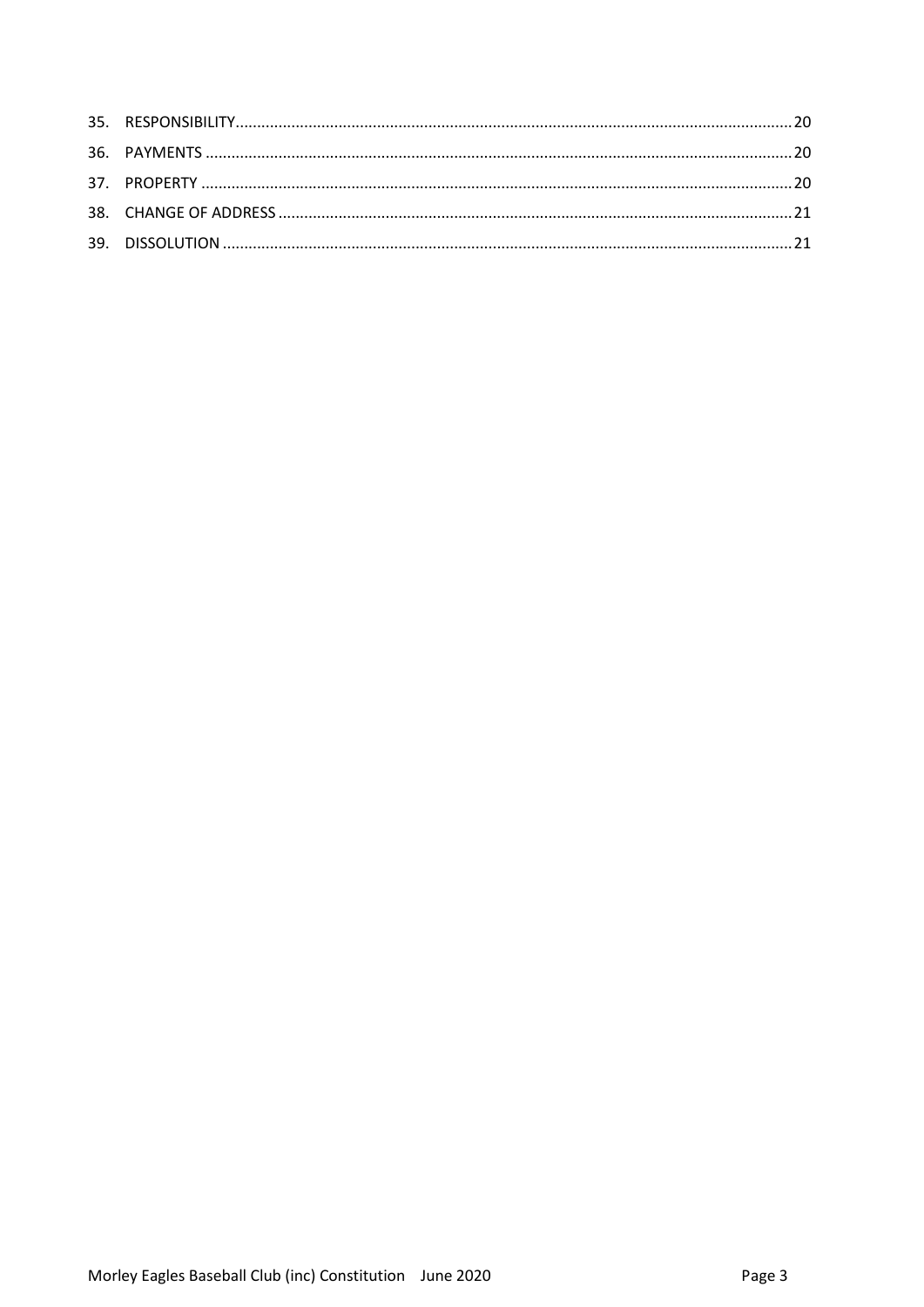35. RESPONSIBILITY ........ 20
36. PAYMENTS ........ 20
37. PROPERTY ........ 20
38. CHANGE OF ADDRESS ........ 21
39. DISSOLUTION ........ 21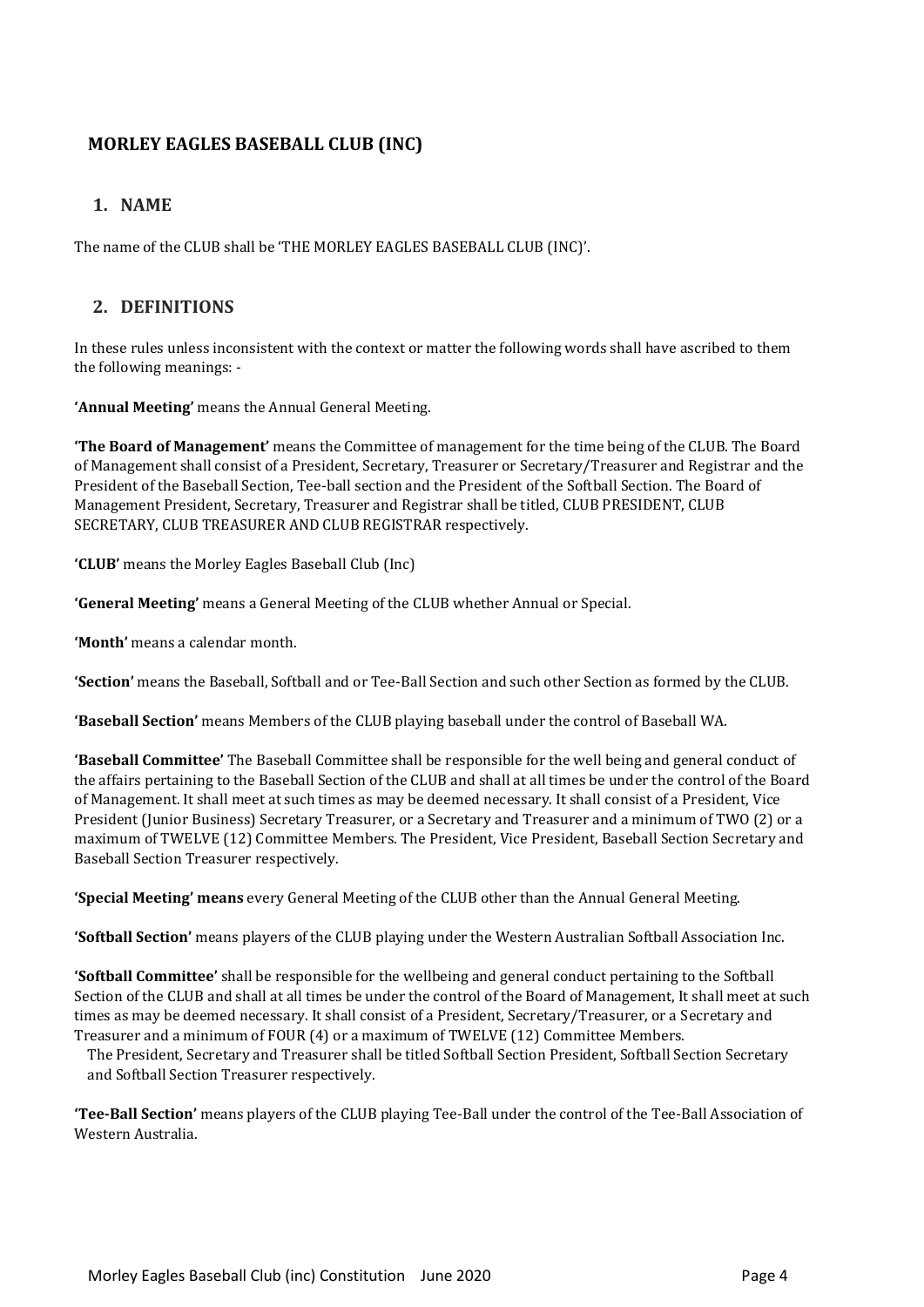**MORLEY EAGLES BASEBALL CLUB (INC)**

## 1. NAME

The name of the CLUB shall be 'THE MORLEY EAGLES BASEBALL CLUB (INC)'.

## 2. DEFINITIONS

In these rules unless inconsistent with the context or matter the following words shall have ascribed to them the following meanings: -

**'Annual Meeting'** means the Annual General Meeting.

**'The Board of Management'** means the Committee of management for the time being of the CLUB. The Board of Management shall consist of a President, Secretary, Treasurer or Secretary/Treasurer and Registrar and the President of the Baseball Section, Tee-ball section and the President of the Softball Section. The Board of Management President, Secretary, Treasurer and Registrar shall be titled, CLUB PRESIDENT, CLUB SECRETARY, CLUB TREASURER AND CLUB REGISTRAR respectively.

**'CLUB'** means the Morley Eagles Baseball Club (Inc)

**'General Meeting'** means a General Meeting of the CLUB whether Annual or Special.

**'Month'** means a calendar month.

**'Section'** means the Baseball, Softball and or Tee-Ball Section and such other Section as formed by the CLUB.

**'Baseball Section'** means Members of the CLUB playing baseball under the control of Baseball WA.

**'Baseball Committee'** The Baseball Committee shall be responsible for the well being and general conduct of the affairs pertaining to the Baseball Section of the CLUB and shall at all times be under the control of the Board of Management. It shall meet at such times as may be deemed necessary. It shall consist of a President, Vice President (Junior Business) Secretary Treasurer, or a Secretary and Treasurer and a minimum of TWO (2) or a maximum of TWELVE (12) Committee Members. The President, Vice President, Baseball Section Secretary and Baseball Section Treasurer respectively.

**'Special Meeting' means** every General Meeting of the CLUB other than the Annual General Meeting.

**'Softball Section'** means players of the CLUB playing under the Western Australian Softball Association Inc.

**'Softball Committee'** shall be responsible for the wellbeing and general conduct pertaining to the Softball Section of the CLUB and shall at all times be under the control of the Board of Management, It shall meet at such times as may be deemed necessary. It shall consist of a President, Secretary/Treasurer, or a Secretary and Treasurer and a minimum of FOUR (4) or a maximum of TWELVE (12) Committee Members.
The President, Secretary and Treasurer shall be titled Softball Section President, Softball Section Secretary and Softball Section Treasurer respectively.

**'Tee-Ball Section'** means players of the CLUB playing Tee-Ball under the control of the Tee-Ball Association of Western Australia.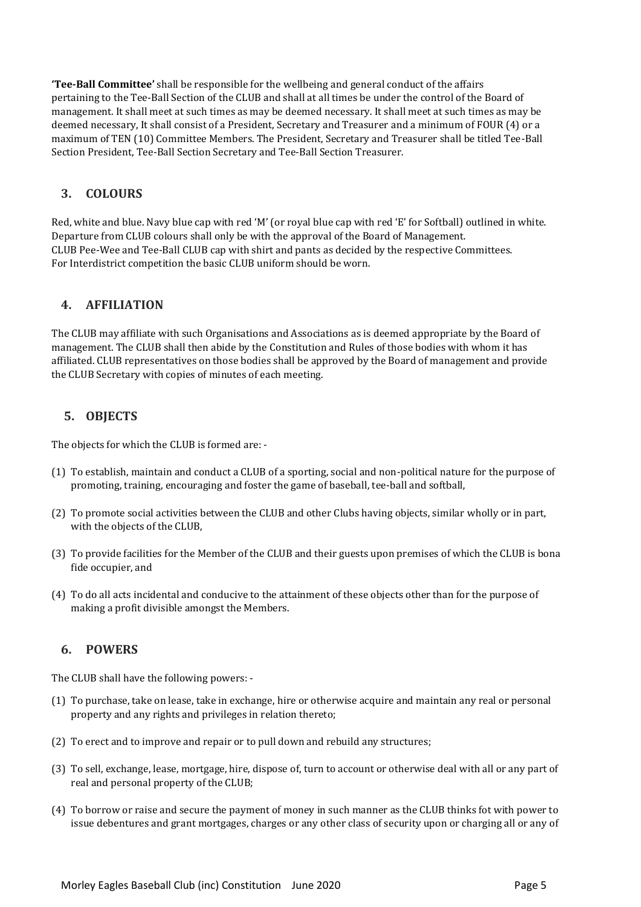**'Tee-Ball Committee'** shall be responsible for the wellbeing and general conduct of the affairs pertaining to the Tee-Ball Section of the CLUB and shall at all times be under the control of the Board of management. It shall meet at such times as may be deemed necessary. It shall meet at such times as may be deemed necessary, It shall consist of a President, Secretary and Treasurer and a minimum of FOUR (4) or a maximum of TEN (10) Committee Members. The President, Secretary and Treasurer shall be titled Tee-Ball Section President, Tee-Ball Section Secretary and Tee-Ball Section Treasurer.

## 3. COLOURS

Red, white and blue. Navy blue cap with red 'M' (or royal blue cap with red 'E' for Softball) outlined in white. Departure from CLUB colours shall only be with the approval of the Board of Management.
CLUB Pee-Wee and Tee-Ball CLUB cap with shirt and pants as decided by the respective Committees.
For Interdistrict competition the basic CLUB uniform should be worn.

## 4. AFFILIATION

The CLUB may affiliate with such Organisations and Associations as is deemed appropriate by the Board of management. The CLUB shall then abide by the Constitution and Rules of those bodies with whom it has affiliated. CLUB representatives on those bodies shall be approved by the Board of management and provide the CLUB Secretary with copies of minutes of each meeting.

## 5. OBJECTS

The objects for which the CLUB is formed are: -

(1) To establish, maintain and conduct a CLUB of a sporting, social and non-political nature for the purpose of promoting, training, encouraging and foster the game of baseball, tee-ball and softball,

(2) To promote social activities between the CLUB and other Clubs having objects, similar wholly or in part, with the objects of the CLUB,

(3) To provide facilities for the Member of the CLUB and their guests upon premises of which the CLUB is bona fide occupier, and

(4) To do all acts incidental and conducive to the attainment of these objects other than for the purpose of making a profit divisible amongst the Members.

## 6. POWERS

The CLUB shall have the following powers: -

(1) To purchase, take on lease, take in exchange, hire or otherwise acquire and maintain any real or personal property and any rights and privileges in relation thereto;

(2) To erect and to improve and repair or to pull down and rebuild any structures;

(3) To sell, exchange, lease, mortgage, hire, dispose of, turn to account or otherwise deal with all or any part of real and personal property of the CLUB;

(4) To borrow or raise and secure the payment of money in such manner as the CLUB thinks fot with power to issue debentures and grant mortgages, charges or any other class of security upon or charging all or any of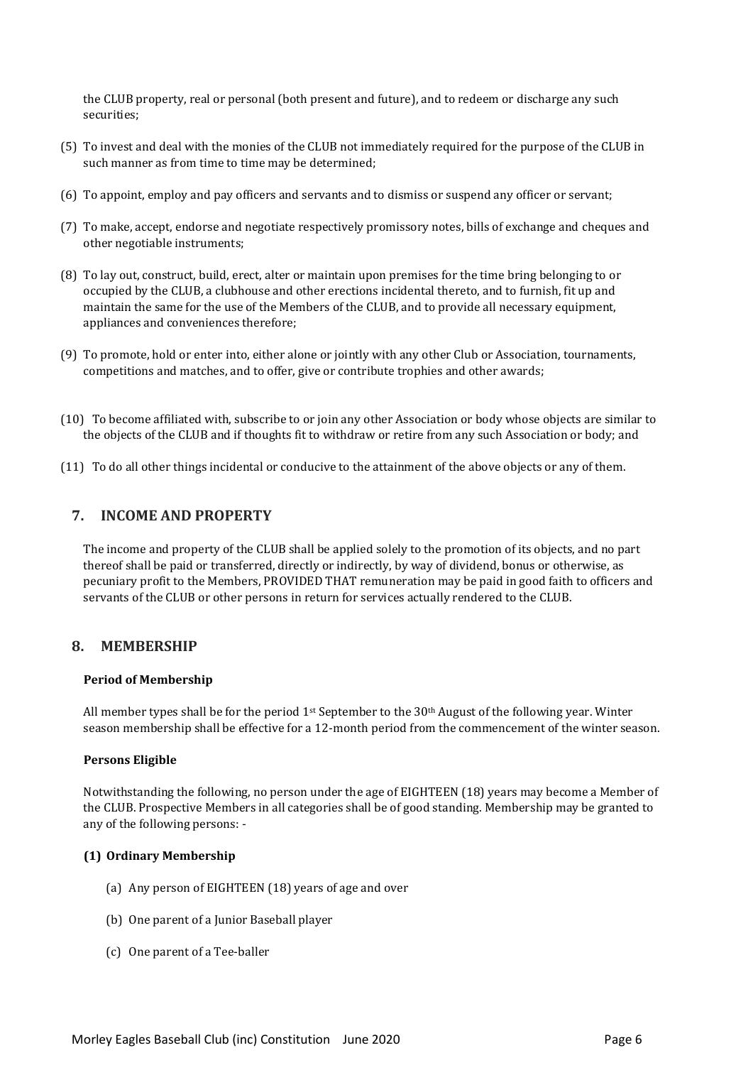the CLUB property, real or personal (both present and future), and to redeem or discharge any such securities;

(5) To invest and deal with the monies of the CLUB not immediately required for the purpose of the CLUB in such manner as from time to time may be determined;

(6) To appoint, employ and pay officers and servants and to dismiss or suspend any officer or servant;

(7) To make, accept, endorse and negotiate respectively promissory notes, bills of exchange and cheques and other negotiable instruments;

(8) To lay out, construct, build, erect, alter or maintain upon premises for the time bring belonging to or occupied by the CLUB, a clubhouse and other erections incidental thereto, and to furnish, fit up and maintain the same for the use of the Members of the CLUB, and to provide all necessary equipment, appliances and conveniences therefore;

(9) To promote, hold or enter into, either alone or jointly with any other Club or Association, tournaments, competitions and matches, and to offer, give or contribute trophies and other awards;

(10) To become affiliated with, subscribe to or join any other Association or body whose objects are similar to the objects of the CLUB and if thoughts fit to withdraw or retire from any such Association or body; and

(11) To do all other things incidental or conducive to the attainment of the above objects or any of them.

## 7. INCOME AND PROPERTY

The income and property of the CLUB shall be applied solely to the promotion of its objects, and no part thereof shall be paid or transferred, directly or indirectly, by way of dividend, bonus or otherwise, as pecuniary profit to the Members, PROVIDED THAT remuneration may be paid in good faith to officers and servants of the CLUB or other persons in return for services actually rendered to the CLUB.

## 8. MEMBERSHIP

**Period of Membership**

All member types shall be for the period 1st September to the 30th August of the following year. Winter season membership shall be effective for a 12-month period from the commencement of the winter season.

**Persons Eligible**

Notwithstanding the following, no person under the age of EIGHTEEN (18) years may become a Member of the CLUB. Prospective Members in all categories shall be of good standing. Membership may be granted to any of the following persons: -

**(1) Ordinary Membership**

(a) Any person of EIGHTEEN (18) years of age and over

(b) One parent of a Junior Baseball player

(c) One parent of a Tee-baller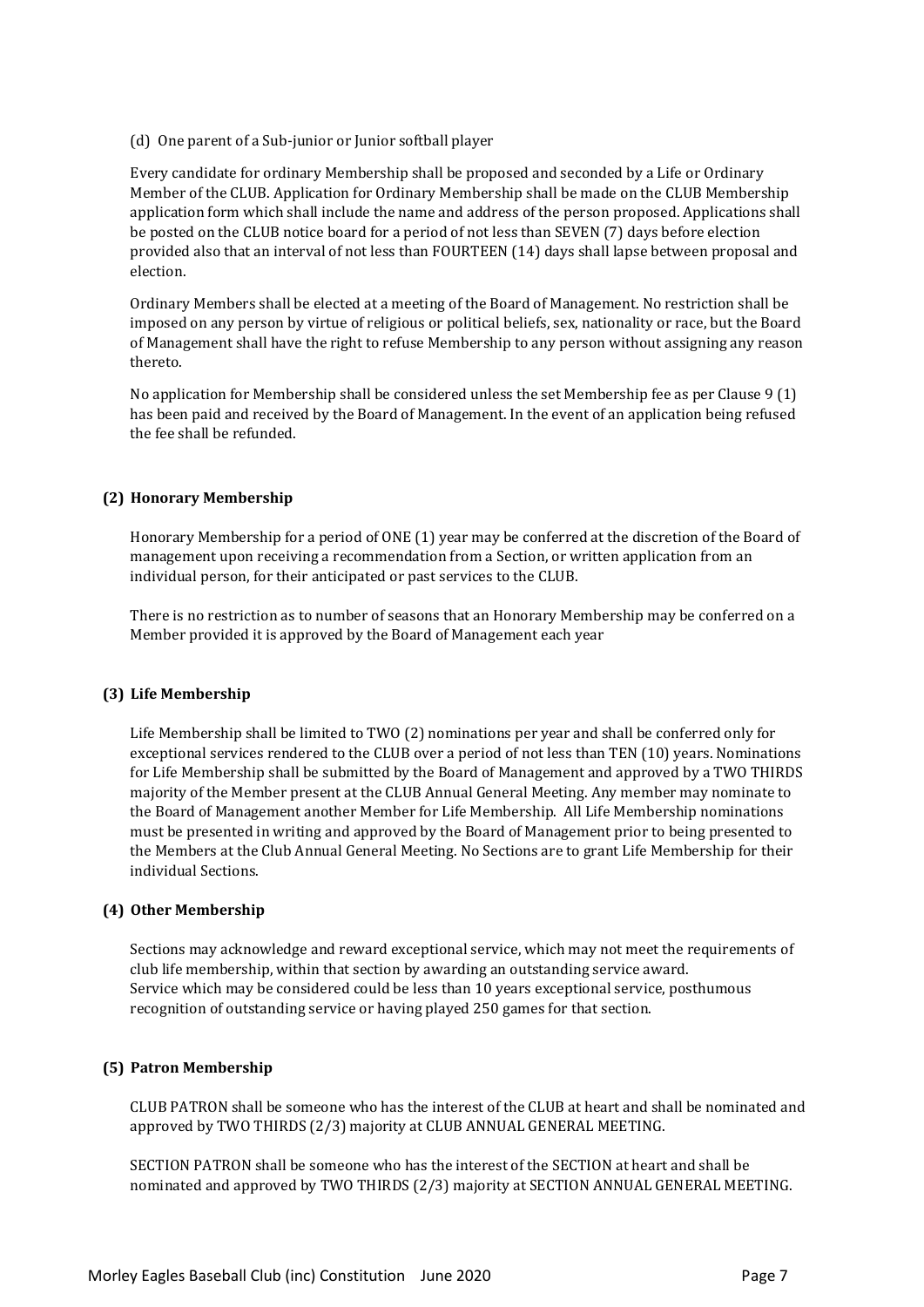(d) One parent of a Sub-junior or Junior softball player

Every candidate for ordinary Membership shall be proposed and seconded by a Life or Ordinary Member of the CLUB. Application for Ordinary Membership shall be made on the CLUB Membership application form which shall include the name and address of the person proposed. Applications shall be posted on the CLUB notice board for a period of not less than SEVEN (7) days before election provided also that an interval of not less than FOURTEEN (14) days shall lapse between proposal and election.

Ordinary Members shall be elected at a meeting of the Board of Management. No restriction shall be imposed on any person by virtue of religious or political beliefs, sex, nationality or race, but the Board of Management shall have the right to refuse Membership to any person without assigning any reason thereto.

No application for Membership shall be considered unless the set Membership fee as per Clause 9 (1) has been paid and received by the Board of Management. In the event of an application being refused the fee shall be refunded.

**(2) Honorary Membership**

Honorary Membership for a period of ONE (1) year may be conferred at the discretion of the Board of management upon receiving a recommendation from a Section, or written application from an individual person, for their anticipated or past services to the CLUB.

There is no restriction as to number of seasons that an Honorary Membership may be conferred on a Member provided it is approved by the Board of Management each year

**(3) Life Membership**

Life Membership shall be limited to TWO (2) nominations per year and shall be conferred only for exceptional services rendered to the CLUB over a period of not less than TEN (10) years. Nominations for Life Membership shall be submitted by the Board of Management and approved by a TWO THIRDS majority of the Member present at the CLUB Annual General Meeting. Any member may nominate to the Board of Management another Member for Life Membership. All Life Membership nominations must be presented in writing and approved by the Board of Management prior to being presented to the Members at the Club Annual General Meeting. No Sections are to grant Life Membership for their individual Sections.

**(4) Other Membership**

Sections may acknowledge and reward exceptional service, which may not meet the requirements of club life membership, within that section by awarding an outstanding service award.
Service which may be considered could be less than 10 years exceptional service, posthumous recognition of outstanding service or having played 250 games for that section.

**(5) Patron Membership**

CLUB PATRON shall be someone who has the interest of the CLUB at heart and shall be nominated and approved by TWO THIRDS (2/3) majority at CLUB ANNUAL GENERAL MEETING.

SECTION PATRON shall be someone who has the interest of the SECTION at heart and shall be nominated and approved by TWO THIRDS (2/3) majority at SECTION ANNUAL GENERAL MEETING.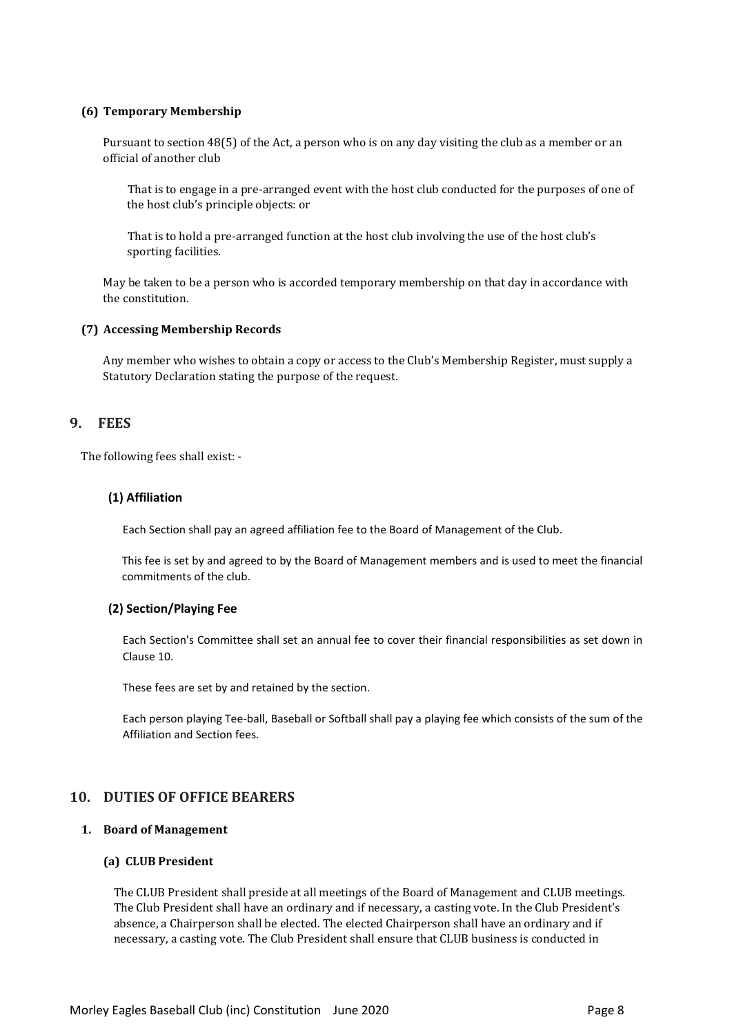#### (6) Temporary Membership

Pursuant to section 48(5) of the Act, a person who is on any day visiting the club as a member or an official of another club

That is to engage in a pre-arranged event with the host club conducted for the purposes of one of the host club's principle objects: or

That is to hold a pre-arranged function at the host club involving the use of the host club's sporting facilities.

May be taken to be a person who is accorded temporary membership on that day in accordance with the constitution.

#### (7) Accessing Membership Records

Any member who wishes to obtain a copy or access to the Club's Membership Register, must supply a Statutory Declaration stating the purpose of the request.

## 9. FEES

The following fees shall exist: -

#### (1) Affiliation

Each Section shall pay an agreed affiliation fee to the Board of Management of the Club.

This fee is set by and agreed to by the Board of Management members and is used to meet the financial commitments of the club.

#### (2) Section/Playing Fee

Each Section's Committee shall set an annual fee to cover their financial responsibilities as set down in Clause 10.

These fees are set by and retained by the section.

Each person playing Tee-ball, Baseball or Softball shall pay a playing fee which consists of the sum of the Affiliation and Section fees.

## 10. DUTIES OF OFFICE BEARERS

### 1. Board of Management

#### (a) CLUB President

The CLUB President shall preside at all meetings of the Board of Management and CLUB meetings. The Club President shall have an ordinary and if necessary, a casting vote. In the Club President's absence, a Chairperson shall be elected. The elected Chairperson shall have an ordinary and if necessary, a casting vote. The Club President shall ensure that CLUB business is conducted in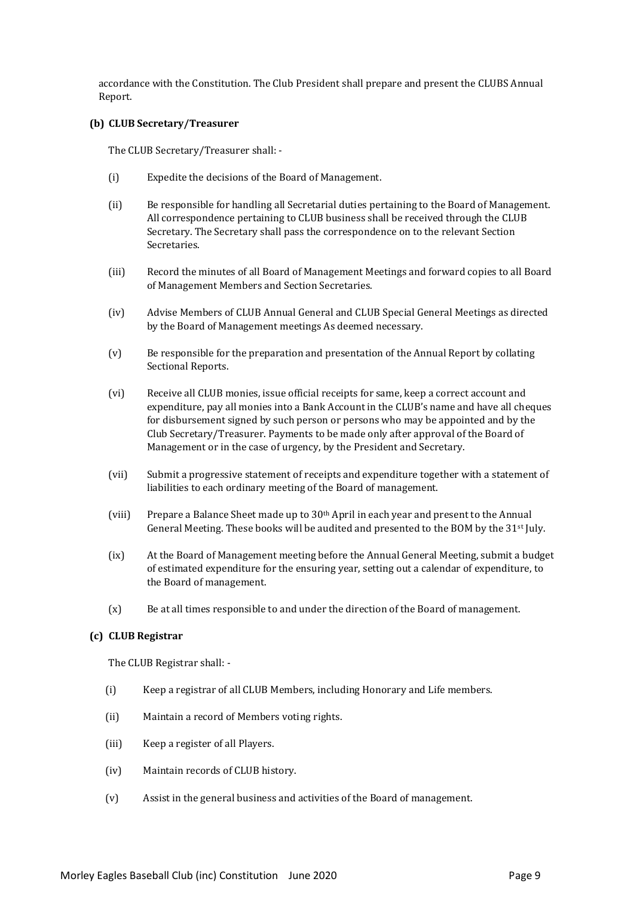accordance with the Constitution. The Club President shall prepare and present the CLUBS Annual Report.

**(b) CLUB Secretary/Treasurer**

The CLUB Secretary/Treasurer shall: -

(i) Expedite the decisions of the Board of Management.

(ii) Be responsible for handling all Secretarial duties pertaining to the Board of Management. All correspondence pertaining to CLUB business shall be received through the CLUB Secretary. The Secretary shall pass the correspondence on to the relevant Section Secretaries.

(iii) Record the minutes of all Board of Management Meetings and forward copies to all Board of Management Members and Section Secretaries.

(iv) Advise Members of CLUB Annual General and CLUB Special General Meetings as directed by the Board of Management meetings As deemed necessary.

(v) Be responsible for the preparation and presentation of the Annual Report by collating Sectional Reports.

(vi) Receive all CLUB monies, issue official receipts for same, keep a correct account and expenditure, pay all monies into a Bank Account in the CLUB's name and have all cheques for disbursement signed by such person or persons who may be appointed and by the Club Secretary/Treasurer. Payments to be made only after approval of the Board of Management or in the case of urgency, by the President and Secretary.

(vii) Submit a progressive statement of receipts and expenditure together with a statement of liabilities to each ordinary meeting of the Board of management.

(viii) Prepare a Balance Sheet made up to 30th April in each year and present to the Annual General Meeting. These books will be audited and presented to the BOM by the 31st July.

(ix) At the Board of Management meeting before the Annual General Meeting, submit a budget of estimated expenditure for the ensuring year, setting out a calendar of expenditure, to the Board of management.

(x) Be at all times responsible to and under the direction of the Board of management.

**(c) CLUB Registrar**

The CLUB Registrar shall: -

(i) Keep a registrar of all CLUB Members, including Honorary and Life members.

(ii) Maintain a record of Members voting rights.

(iii) Keep a register of all Players.

(iv) Maintain records of CLUB history.

(v) Assist in the general business and activities of the Board of management.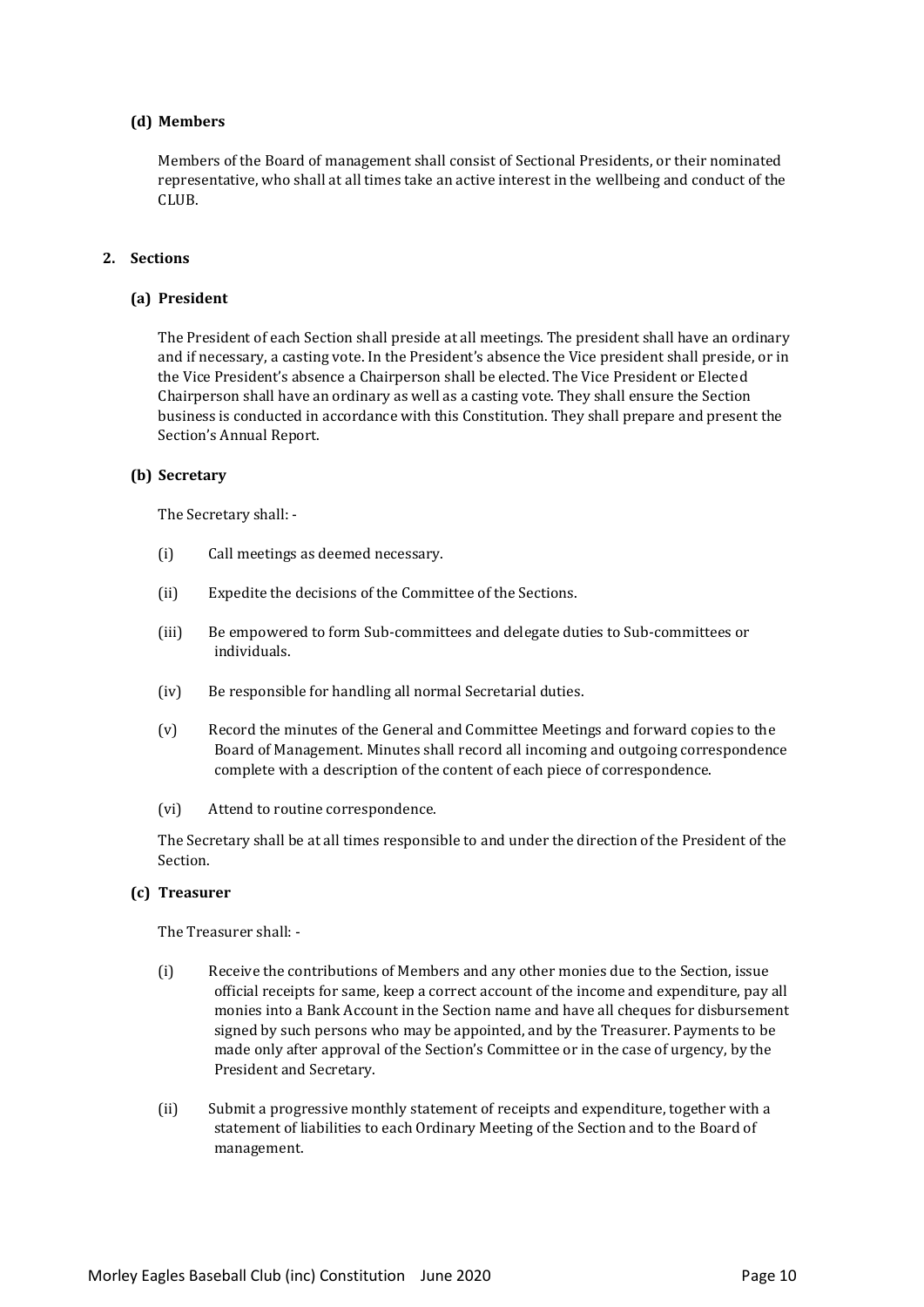**(d) Members**

Members of the Board of management shall consist of Sectional Presidents, or their nominated representative, who shall at all times take an active interest in the wellbeing and conduct of the CLUB.

**2. Sections**

**(a) President**

The President of each Section shall preside at all meetings. The president shall have an ordinary and if necessary, a casting vote. In the President's absence the Vice president shall preside, or in the Vice President's absence a Chairperson shall be elected. The Vice President or Elected Chairperson shall have an ordinary as well as a casting vote. They shall ensure the Section business is conducted in accordance with this Constitution. They shall prepare and present the Section's Annual Report.

**(b) Secretary**

The Secretary shall: -

(i) Call meetings as deemed necessary.

(ii) Expedite the decisions of the Committee of the Sections.

(iii) Be empowered to form Sub-committees and delegate duties to Sub-committees or individuals.

(iv) Be responsible for handling all normal Secretarial duties.

(v) Record the minutes of the General and Committee Meetings and forward copies to the Board of Management. Minutes shall record all incoming and outgoing correspondence complete with a description of the content of each piece of correspondence.

(vi) Attend to routine correspondence.

The Secretary shall be at all times responsible to and under the direction of the President of the Section.

**(c) Treasurer**

The Treasurer shall: -

(i) Receive the contributions of Members and any other monies due to the Section, issue official receipts for same, keep a correct account of the income and expenditure, pay all monies into a Bank Account in the Section name and have all cheques for disbursement signed by such persons who may be appointed, and by the Treasurer. Payments to be made only after approval of the Section's Committee or in the case of urgency, by the President and Secretary.

(ii) Submit a progressive monthly statement of receipts and expenditure, together with a statement of liabilities to each Ordinary Meeting of the Section and to the Board of management.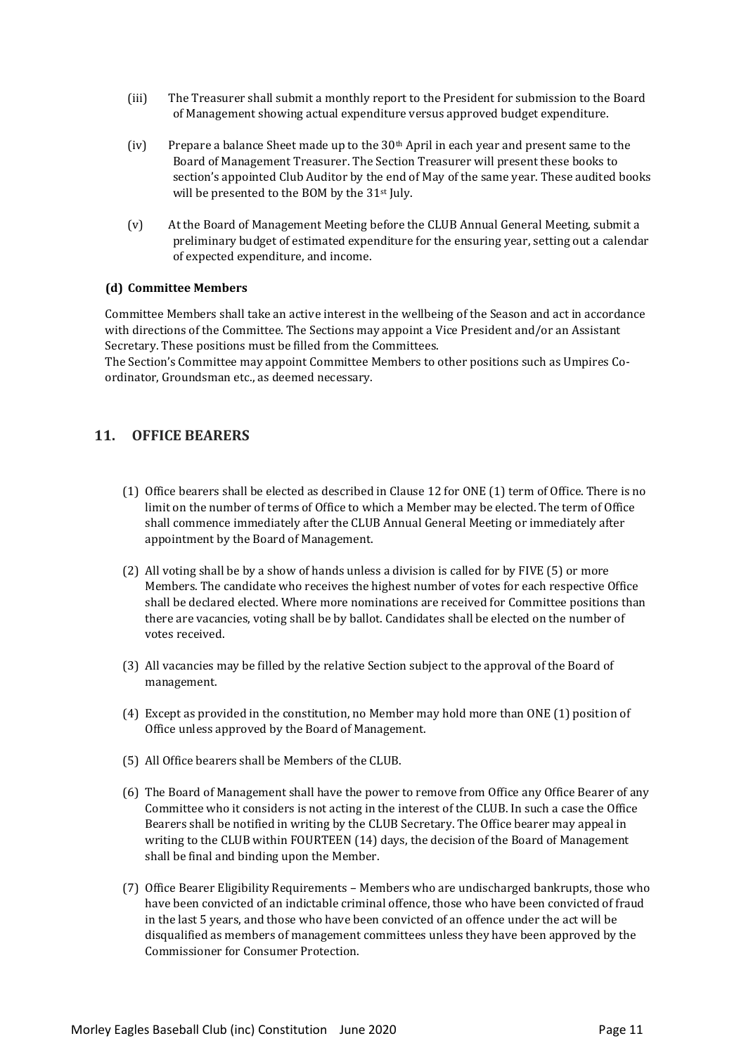(iii) The Treasurer shall submit a monthly report to the President for submission to the Board of Management showing actual expenditure versus approved budget expenditure.

(iv) Prepare a balance Sheet made up to the 30th April in each year and present same to the Board of Management Treasurer. The Section Treasurer will present these books to section's appointed Club Auditor by the end of May of the same year. These audited books will be presented to the BOM by the 31st July.

(v) At the Board of Management Meeting before the CLUB Annual General Meeting, submit a preliminary budget of estimated expenditure for the ensuring year, setting out a calendar of expected expenditure, and income.

**(d) Committee Members**

Committee Members shall take an active interest in the wellbeing of the Season and act in accordance with directions of the Committee. The Sections may appoint a Vice President and/or an Assistant Secretary. These positions must be filled from the Committees.

The Section's Committee may appoint Committee Members to other positions such as Umpires Co-ordinator, Groundsman etc., as deemed necessary.

## 11. OFFICE BEARERS

(1) Office bearers shall be elected as described in Clause 12 for ONE (1) term of Office. There is no limit on the number of terms of Office to which a Member may be elected. The term of Office shall commence immediately after the CLUB Annual General Meeting or immediately after appointment by the Board of Management.

(2) All voting shall be by a show of hands unless a division is called for by FIVE (5) or more Members. The candidate who receives the highest number of votes for each respective Office shall be declared elected. Where more nominations are received for Committee positions than there are vacancies, voting shall be by ballot. Candidates shall be elected on the number of votes received.

(3) All vacancies may be filled by the relative Section subject to the approval of the Board of management.

(4) Except as provided in the constitution, no Member may hold more than ONE (1) position of Office unless approved by the Board of Management.

(5) All Office bearers shall be Members of the CLUB.

(6) The Board of Management shall have the power to remove from Office any Office Bearer of any Committee who it considers is not acting in the interest of the CLUB. In such a case the Office Bearers shall be notified in writing by the CLUB Secretary. The Office bearer may appeal in writing to the CLUB within FOURTEEN (14) days, the decision of the Board of Management shall be final and binding upon the Member.

(7) Office Bearer Eligibility Requirements – Members who are undischarged bankrupts, those who have been convicted of an indictable criminal offence, those who have been convicted of fraud in the last 5 years, and those who have been convicted of an offence under the act will be disqualified as members of management committees unless they have been approved by the Commissioner for Consumer Protection.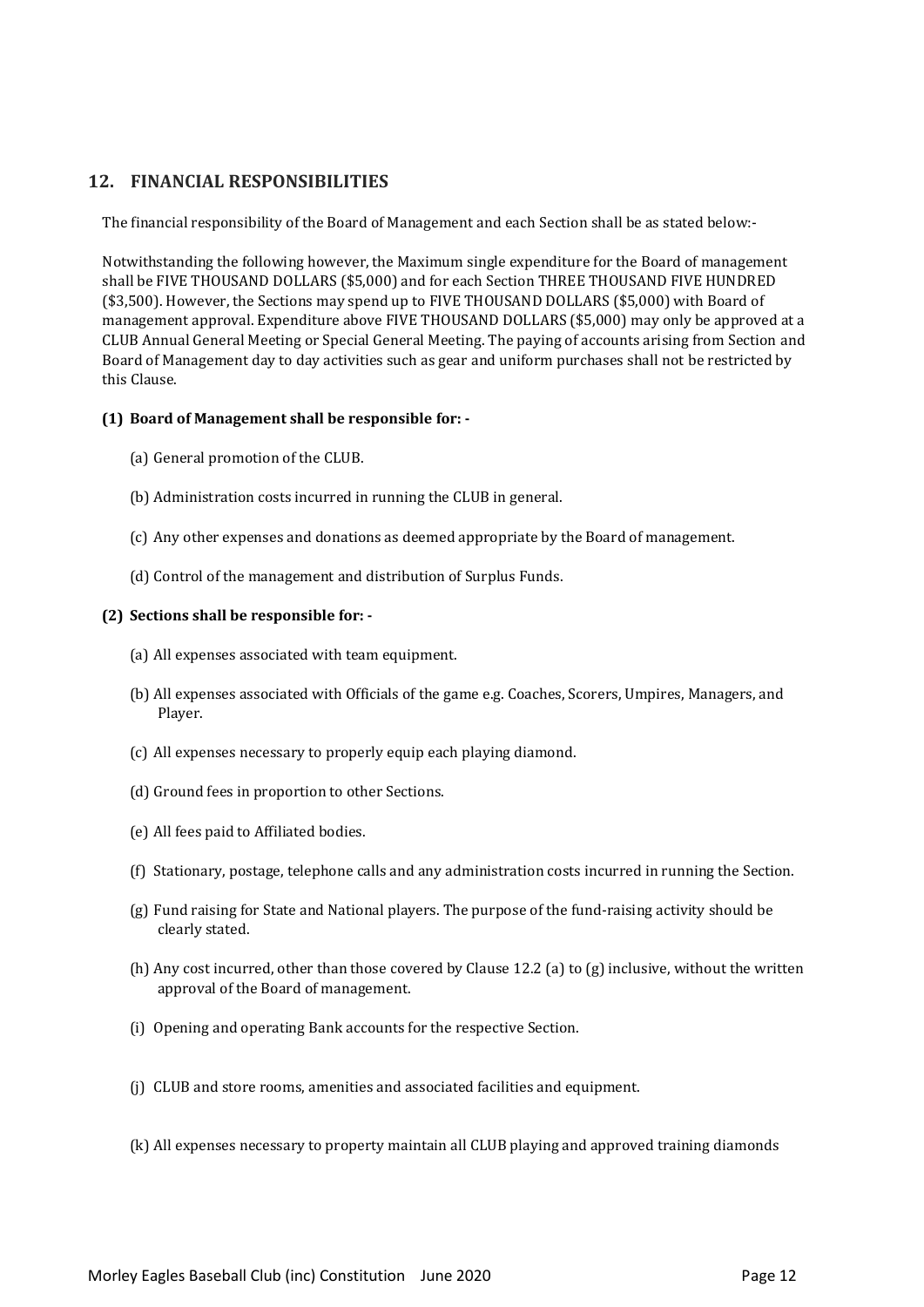## 12. FINANCIAL RESPONSIBILITIES

The financial responsibility of the Board of Management and each Section shall be as stated below:-

Notwithstanding the following however, the Maximum single expenditure for the Board of management shall be FIVE THOUSAND DOLLARS ($5,000) and for each Section THREE THOUSAND FIVE HUNDRED ($3,500). However, the Sections may spend up to FIVE THOUSAND DOLLARS ($5,000) with Board of management approval. Expenditure above FIVE THOUSAND DOLLARS ($5,000) may only be approved at a CLUB Annual General Meeting or Special General Meeting. The paying of accounts arising from Section and Board of Management day to day activities such as gear and uniform purchases shall not be restricted by this Clause.

**(1) Board of Management shall be responsible for: -**

(a) General promotion of the CLUB.

(b) Administration costs incurred in running the CLUB in general.

(c) Any other expenses and donations as deemed appropriate by the Board of management.

(d) Control of the management and distribution of Surplus Funds.

**(2) Sections shall be responsible for: -**

(a) All expenses associated with team equipment.

(b) All expenses associated with Officials of the game e.g. Coaches, Scorers, Umpires, Managers, and Player.

(c) All expenses necessary to properly equip each playing diamond.

(d) Ground fees in proportion to other Sections.

(e) All fees paid to Affiliated bodies.

(f) Stationary, postage, telephone calls and any administration costs incurred in running the Section.

(g) Fund raising for State and National players. The purpose of the fund-raising activity should be clearly stated.

(h) Any cost incurred, other than those covered by Clause 12.2 (a) to (g) inclusive, without the written approval of the Board of management.

(i) Opening and operating Bank accounts for the respective Section.

(j) CLUB and store rooms, amenities and associated facilities and equipment.

(k) All expenses necessary to property maintain all CLUB playing and approved training diamonds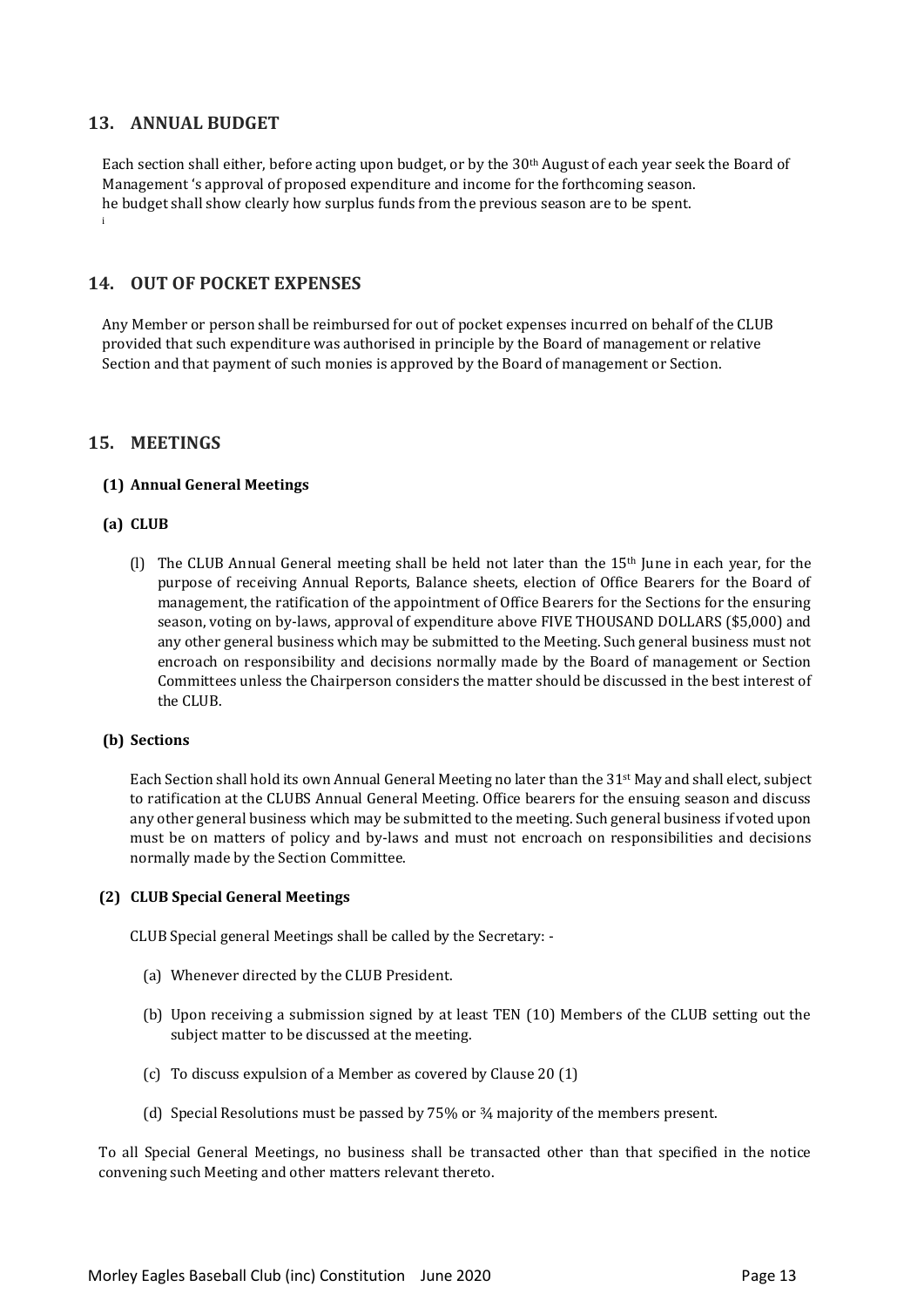## 13. ANNUAL BUDGET

Each section shall either, before acting upon budget, or by the 30th August of each year seek the Board of Management 's approval of proposed expenditure and income for the forthcoming season.
he budget shall show clearly how surplus funds from the previous season are to be spent.
i

## 14. OUT OF POCKET EXPENSES

Any Member or person shall be reimbursed for out of pocket expenses incurred on behalf of the CLUB provided that such expenditure was authorised in principle by the Board of management or relative Section and that payment of such monies is approved by the Board of management or Section.

## 15. MEETINGS

### (1) Annual General Meetings

### (a) CLUB

(l) The CLUB Annual General meeting shall be held not later than the 15th June in each year, for the purpose of receiving Annual Reports, Balance sheets, election of Office Bearers for the Board of management, the ratification of the appointment of Office Bearers for the Sections for the ensuring season, voting on by-laws, approval of expenditure above FIVE THOUSAND DOLLARS ($5,000) and any other general business which may be submitted to the Meeting. Such general business must not encroach on responsibility and decisions normally made by the Board of management or Section Committees unless the Chairperson considers the matter should be discussed in the best interest of the CLUB.

### (b) Sections

Each Section shall hold its own Annual General Meeting no later than the 31st May and shall elect, subject to ratification at the CLUBS Annual General Meeting. Office bearers for the ensuing season and discuss any other general business which may be submitted to the meeting. Such general business if voted upon must be on matters of policy and by-laws and must not encroach on responsibilities and decisions normally made by the Section Committee.

### (2) CLUB Special General Meetings

CLUB Special general Meetings shall be called by the Secretary: -

(a) Whenever directed by the CLUB President.

(b) Upon receiving a submission signed by at least TEN (10) Members of the CLUB setting out the subject matter to be discussed at the meeting.

(c) To discuss expulsion of a Member as covered by Clause 20 (1)

(d) Special Resolutions must be passed by 75% or ¾ majority of the members present.

To all Special General Meetings, no business shall be transacted other than that specified in the notice convening such Meeting and other matters relevant thereto.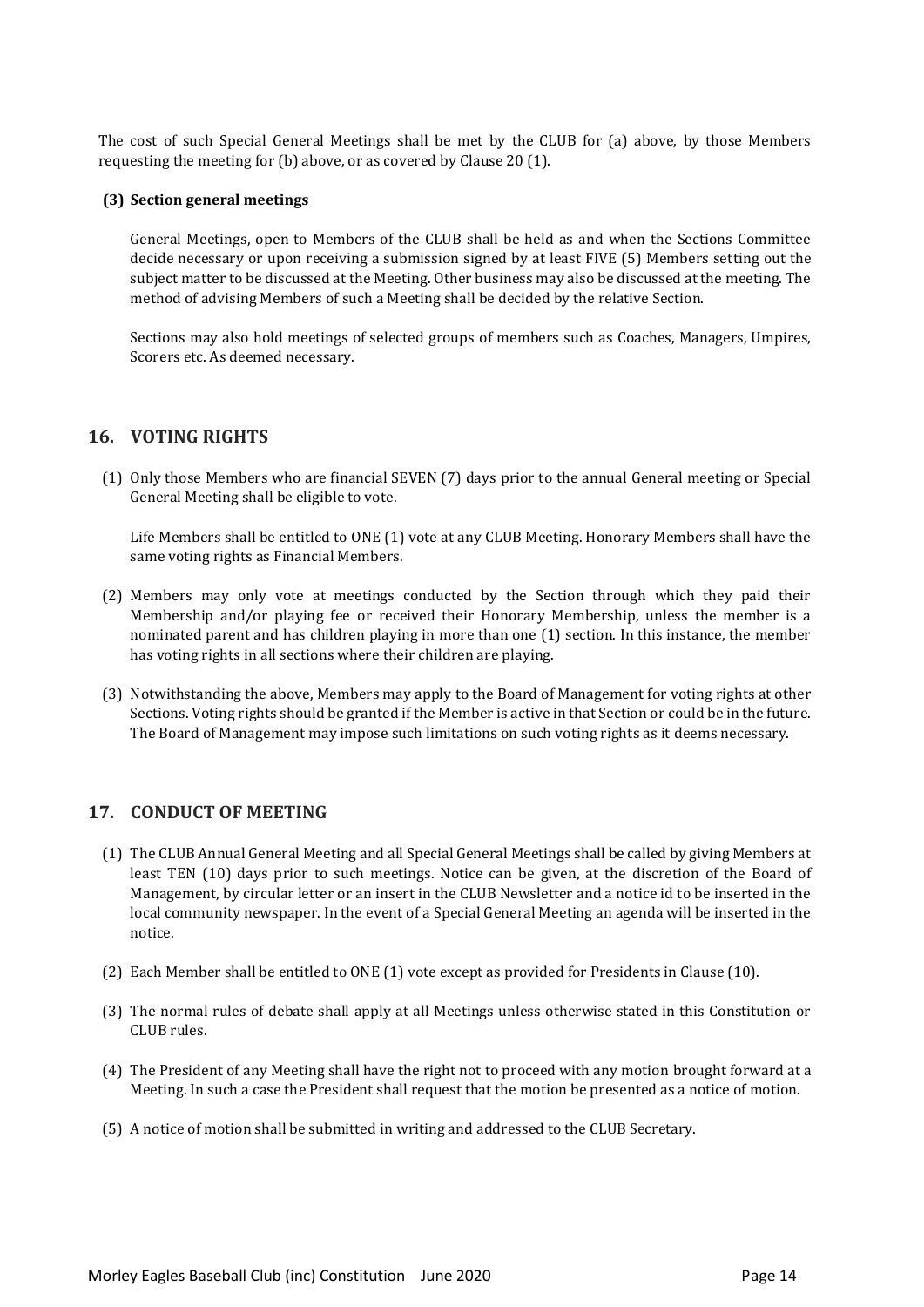The cost of such Special General Meetings shall be met by the CLUB for (a) above, by those Members requesting the meeting for (b) above, or as covered by Clause 20 (1).

**(3) Section general meetings**

General Meetings, open to Members of the CLUB shall be held as and when the Sections Committee decide necessary or upon receiving a submission signed by at least FIVE (5) Members setting out the subject matter to be discussed at the Meeting. Other business may also be discussed at the meeting. The method of advising Members of such a Meeting shall be decided by the relative Section.

Sections may also hold meetings of selected groups of members such as Coaches, Managers, Umpires, Scorers etc. As deemed necessary.

## 16. VOTING RIGHTS

(1) Only those Members who are financial SEVEN (7) days prior to the annual General meeting or Special General Meeting shall be eligible to vote.

Life Members shall be entitled to ONE (1) vote at any CLUB Meeting. Honorary Members shall have the same voting rights as Financial Members.

(2) Members may only vote at meetings conducted by the Section through which they paid their Membership and/or playing fee or received their Honorary Membership, unless the member is a nominated parent and has children playing in more than one (1) section. In this instance, the member has voting rights in all sections where their children are playing.

(3) Notwithstanding the above, Members may apply to the Board of Management for voting rights at other Sections. Voting rights should be granted if the Member is active in that Section or could be in the future. The Board of Management may impose such limitations on such voting rights as it deems necessary.

## 17. CONDUCT OF MEETING

(1) The CLUB Annual General Meeting and all Special General Meetings shall be called by giving Members at least TEN (10) days prior to such meetings. Notice can be given, at the discretion of the Board of Management, by circular letter or an insert in the CLUB Newsletter and a notice id to be inserted in the local community newspaper. In the event of a Special General Meeting an agenda will be inserted in the notice.

(2) Each Member shall be entitled to ONE (1) vote except as provided for Presidents in Clause (10).

(3) The normal rules of debate shall apply at all Meetings unless otherwise stated in this Constitution or CLUB rules.

(4) The President of any Meeting shall have the right not to proceed with any motion brought forward at a Meeting. In such a case the President shall request that the motion be presented as a notice of motion.

(5) A notice of motion shall be submitted in writing and addressed to the CLUB Secretary.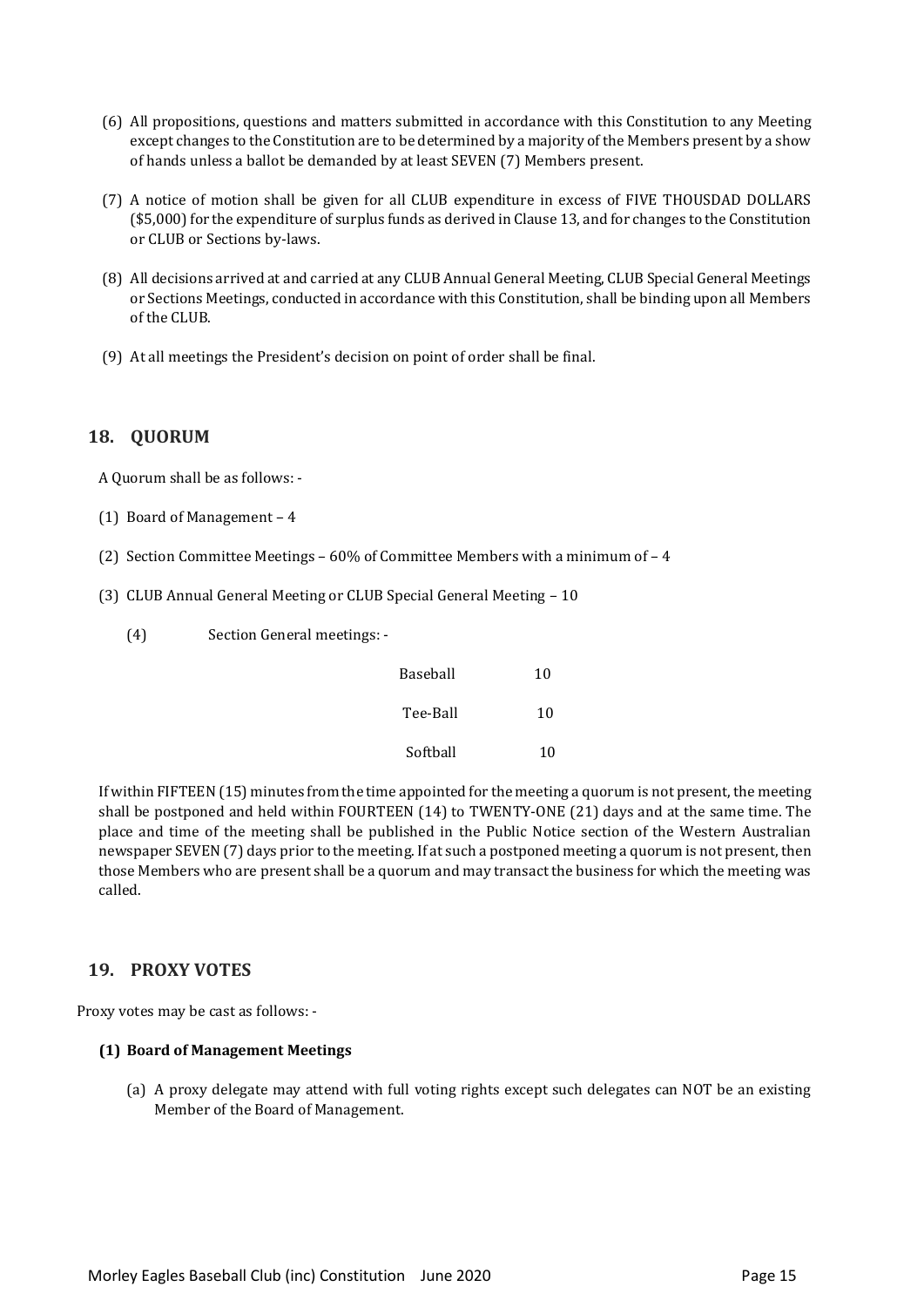(6) All propositions, questions and matters submitted in accordance with this Constitution to any Meeting except changes to the Constitution are to be determined by a majority of the Members present by a show of hands unless a ballot be demanded by at least SEVEN (7) Members present.

(7) A notice of motion shall be given for all CLUB expenditure in excess of FIVE THOUSDAD DOLLARS ($5,000) for the expenditure of surplus funds as derived in Clause 13, and for changes to the Constitution or CLUB or Sections by-laws.

(8) All decisions arrived at and carried at any CLUB Annual General Meeting, CLUB Special General Meetings or Sections Meetings, conducted in accordance with this Constitution, shall be binding upon all Members of the CLUB.

(9) At all meetings the President's decision on point of order shall be final.

## 18. QUORUM

A Quorum shall be as follows: -

(1) Board of Management – 4

(2) Section Committee Meetings – 60% of Committee Members with a minimum of – 4

(3) CLUB Annual General Meeting or CLUB Special General Meeting – 10

(4) Section General meetings: -

| | |
|---|---|
| Baseball | 10 |
| Tee-Ball | 10 |
| Softball | 10 |

If within FIFTEEN (15) minutes from the time appointed for the meeting a quorum is not present, the meeting shall be postponed and held within FOURTEEN (14) to TWENTY-ONE (21) days and at the same time. The place and time of the meeting shall be published in the Public Notice section of the Western Australian newspaper SEVEN (7) days prior to the meeting. If at such a postponed meeting a quorum is not present, then those Members who are present shall be a quorum and may transact the business for which the meeting was called.

## 19. PROXY VOTES

Proxy votes may be cast as follows: -

**(1) Board of Management Meetings**

(a) A proxy delegate may attend with full voting rights except such delegates can NOT be an existing Member of the Board of Management.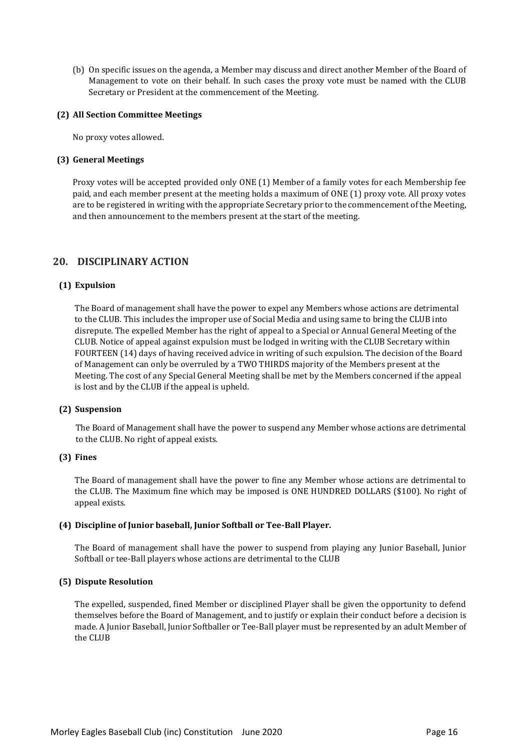(b) On specific issues on the agenda, a Member may discuss and direct another Member of the Board of Management to vote on their behalf. In such cases the proxy vote must be named with the CLUB Secretary or President at the commencement of the Meeting.

**(2) All Section Committee Meetings**

No proxy votes allowed.

**(3) General Meetings**

Proxy votes will be accepted provided only ONE (1) Member of a family votes for each Membership fee paid, and each member present at the meeting holds a maximum of ONE (1) proxy vote. All proxy votes are to be registered in writing with the appropriate Secretary prior to the commencement of the Meeting, and then announcement to the members present at the start of the meeting.

## 20. DISCIPLINARY ACTION

**(1) Expulsion**

The Board of management shall have the power to expel any Members whose actions are detrimental to the CLUB. This includes the improper use of Social Media and using same to bring the CLUB into disrepute. The expelled Member has the right of appeal to a Special or Annual General Meeting of the CLUB. Notice of appeal against expulsion must be lodged in writing with the CLUB Secretary within FOURTEEN (14) days of having received advice in writing of such expulsion. The decision of the Board of Management can only be overruled by a TWO THIRDS majority of the Members present at the Meeting. The cost of any Special General Meeting shall be met by the Members concerned if the appeal is lost and by the CLUB if the appeal is upheld.

**(2) Suspension**

The Board of Management shall have the power to suspend any Member whose actions are detrimental to the CLUB. No right of appeal exists.

**(3) Fines**

The Board of management shall have the power to fine any Member whose actions are detrimental to the CLUB. The Maximum fine which may be imposed is ONE HUNDRED DOLLARS ($100). No right of appeal exists.

**(4) Discipline of Junior baseball, Junior Softball or Tee-Ball Player.**

The Board of management shall have the power to suspend from playing any Junior Baseball, Junior Softball or tee-Ball players whose actions are detrimental to the CLUB

**(5) Dispute Resolution**

The expelled, suspended, fined Member or disciplined Player shall be given the opportunity to defend themselves before the Board of Management, and to justify or explain their conduct before a decision is made. A Junior Baseball, Junior Softballer or Tee-Ball player must be represented by an adult Member of the CLUB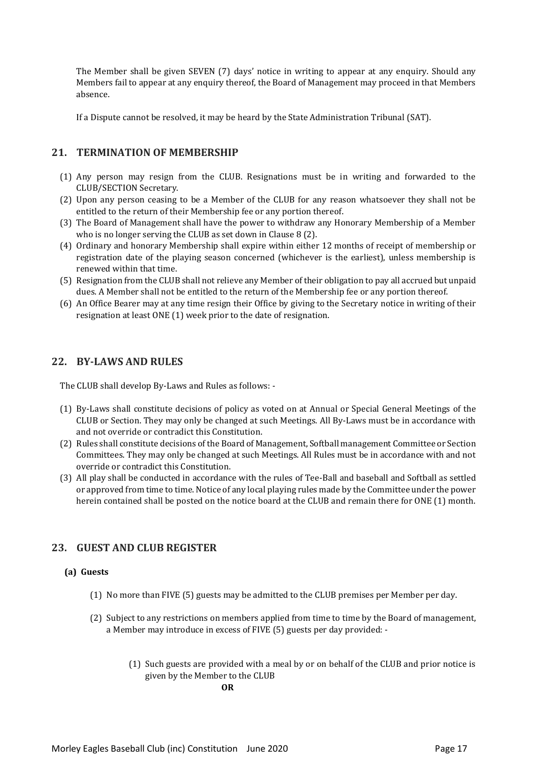The Member shall be given SEVEN (7) days' notice in writing to appear at any enquiry. Should any Members fail to appear at any enquiry thereof, the Board of Management may proceed in that Members absence.

If a Dispute cannot be resolved, it may be heard by the State Administration Tribunal (SAT).

## 21. TERMINATION OF MEMBERSHIP

(1) Any person may resign from the CLUB. Resignations must be in writing and forwarded to the CLUB/SECTION Secretary.
(2) Upon any person ceasing to be a Member of the CLUB for any reason whatsoever they shall not be entitled to the return of their Membership fee or any portion thereof.
(3) The Board of Management shall have the power to withdraw any Honorary Membership of a Member who is no longer serving the CLUB as set down in Clause 8 (2).
(4) Ordinary and honorary Membership shall expire within either 12 months of receipt of membership or registration date of the playing season concerned (whichever is the earliest), unless membership is renewed within that time.
(5) Resignation from the CLUB shall not relieve any Member of their obligation to pay all accrued but unpaid dues. A Member shall not be entitled to the return of the Membership fee or any portion thereof.
(6) An Office Bearer may at any time resign their Office by giving to the Secretary notice in writing of their resignation at least ONE (1) week prior to the date of resignation.

## 22. BY-LAWS AND RULES

The CLUB shall develop By-Laws and Rules as follows: -

(1) By-Laws shall constitute decisions of policy as voted on at Annual or Special General Meetings of the CLUB or Section. They may only be changed at such Meetings. All By-Laws must be in accordance with and not override or contradict this Constitution.
(2) Rules shall constitute decisions of the Board of Management, Softball management Committee or Section Committees. They may only be changed at such Meetings. All Rules must be in accordance with and not override or contradict this Constitution.
(3) All play shall be conducted in accordance with the rules of Tee-Ball and baseball and Softball as settled or approved from time to time. Notice of any local playing rules made by the Committee under the power herein contained shall be posted on the notice board at the CLUB and remain there for ONE (1) month.

## 23. GUEST AND CLUB REGISTER

### (a) Guests

(1) No more than FIVE (5) guests may be admitted to the CLUB premises per Member per day.

(2) Subject to any restrictions on members applied from time to time by the Board of management, a Member may introduce in excess of FIVE (5) guests per day provided: -

(1) Such guests are provided with a meal by or on behalf of the CLUB and prior notice is given by the Member to the CLUB

**OR**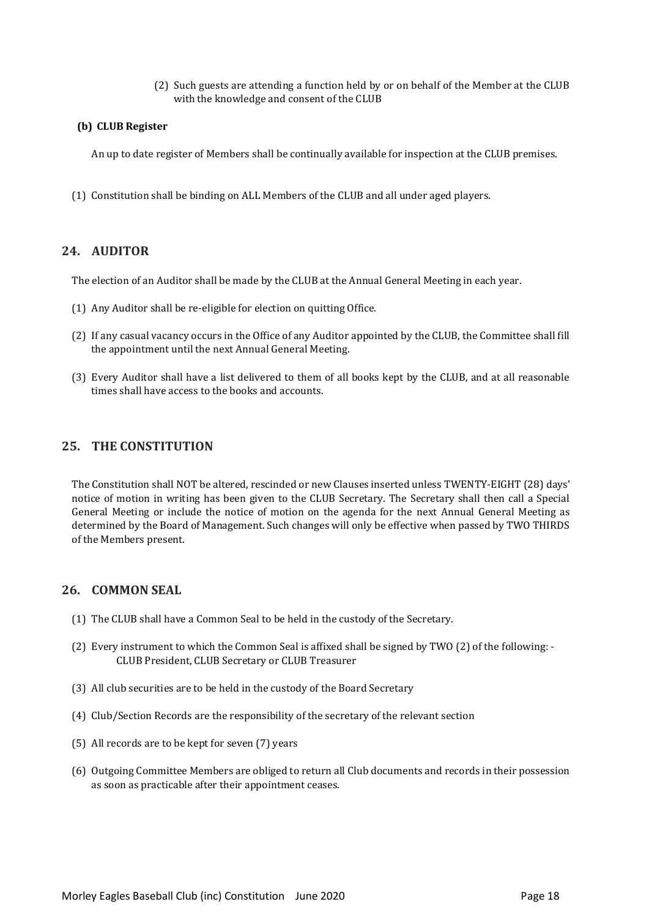(2) Such guests are attending a function held by or on behalf of the Member at the CLUB with the knowledge and consent of the CLUB

**(b) CLUB Register**

An up to date register of Members shall be continually available for inspection at the CLUB premises.

(1) Constitution shall be binding on ALL Members of the CLUB and all under aged players.

## 24. AUDITOR

The election of an Auditor shall be made by the CLUB at the Annual General Meeting in each year.

(1) Any Auditor shall be re-eligible for election on quitting Office.

(2) If any casual vacancy occurs in the Office of any Auditor appointed by the CLUB, the Committee shall fill the appointment until the next Annual General Meeting.

(3) Every Auditor shall have a list delivered to them of all books kept by the CLUB, and at all reasonable times shall have access to the books and accounts.

## 25. THE CONSTITUTION

The Constitution shall NOT be altered, rescinded or new Clauses inserted unless TWENTY-EIGHT (28) days' notice of motion in writing has been given to the CLUB Secretary. The Secretary shall then call a Special General Meeting or include the notice of motion on the agenda for the next Annual General Meeting as determined by the Board of Management. Such changes will only be effective when passed by TWO THIRDS of the Members present.

## 26. COMMON SEAL

(1) The CLUB shall have a Common Seal to be held in the custody of the Secretary.

(2) Every instrument to which the Common Seal is affixed shall be signed by TWO (2) of the following: - CLUB President, CLUB Secretary or CLUB Treasurer

(3) All club securities are to be held in the custody of the Board Secretary

(4) Club/Section Records are the responsibility of the secretary of the relevant section

(5) All records are to be kept for seven (7) years

(6) Outgoing Committee Members are obliged to return all Club documents and records in their possession as soon as practicable after their appointment ceases.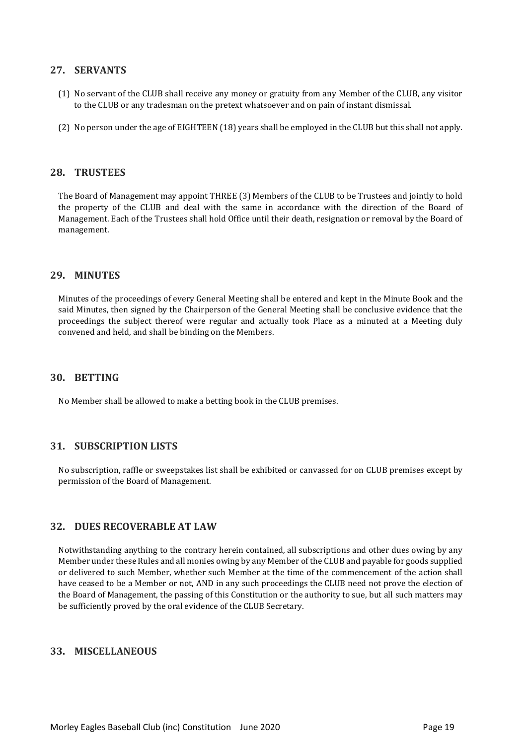## 27. SERVANTS

(1) No servant of the CLUB shall receive any money or gratuity from any Member of the CLUB, any visitor to the CLUB or any tradesman on the pretext whatsoever and on pain of instant dismissal.

(2) No person under the age of EIGHTEEN (18) years shall be employed in the CLUB but this shall not apply.

## 28. TRUSTEES

The Board of Management may appoint THREE (3) Members of the CLUB to be Trustees and jointly to hold the property of the CLUB and deal with the same in accordance with the direction of the Board of Management. Each of the Trustees shall hold Office until their death, resignation or removal by the Board of management.

## 29. MINUTES

Minutes of the proceedings of every General Meeting shall be entered and kept in the Minute Book and the said Minutes, then signed by the Chairperson of the General Meeting shall be conclusive evidence that the proceedings the subject thereof were regular and actually took Place as a minuted at a Meeting duly convened and held, and shall be binding on the Members.

## 30. BETTING

No Member shall be allowed to make a betting book in the CLUB premises.

## 31. SUBSCRIPTION LISTS

No subscription, raffle or sweepstakes list shall be exhibited or canvassed for on CLUB premises except by permission of the Board of Management.

## 32. DUES RECOVERABLE AT LAW

Notwithstanding anything to the contrary herein contained, all subscriptions and other dues owing by any Member under these Rules and all monies owing by any Member of the CLUB and payable for goods supplied or delivered to such Member, whether such Member at the time of the commencement of the action shall have ceased to be a Member or not, AND in any such proceedings the CLUB need not prove the election of the Board of Management, the passing of this Constitution or the authority to sue, but all such matters may be sufficiently proved by the oral evidence of the CLUB Secretary.

## 33. MISCELLANEOUS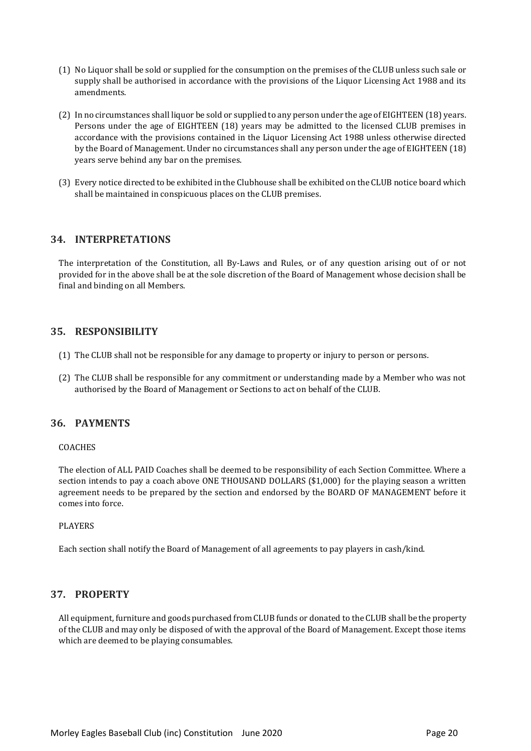(1) No Liquor shall be sold or supplied for the consumption on the premises of the CLUB unless such sale or supply shall be authorised in accordance with the provisions of the Liquor Licensing Act 1988 and its amendments.

(2) In no circumstances shall liquor be sold or supplied to any person under the age of EIGHTEEN (18) years. Persons under the age of EIGHTEEN (18) years may be admitted to the licensed CLUB premises in accordance with the provisions contained in the Liquor Licensing Act 1988 unless otherwise directed by the Board of Management. Under no circumstances shall any person under the age of EIGHTEEN (18) years serve behind any bar on the premises.

(3) Every notice directed to be exhibited in the Clubhouse shall be exhibited on the CLUB notice board which shall be maintained in conspicuous places on the CLUB premises.

## 34. INTERPRETATIONS

The interpretation of the Constitution, all By-Laws and Rules, or of any question arising out of or not provided for in the above shall be at the sole discretion of the Board of Management whose decision shall be final and binding on all Members.

## 35. RESPONSIBILITY

(1) The CLUB shall not be responsible for any damage to property or injury to person or persons.

(2) The CLUB shall be responsible for any commitment or understanding made by a Member who was not authorised by the Board of Management or Sections to act on behalf of the CLUB.

## 36. PAYMENTS

COACHES

The election of ALL PAID Coaches shall be deemed to be responsibility of each Section Committee. Where a section intends to pay a coach above ONE THOUSAND DOLLARS ($1,000) for the playing season a written agreement needs to be prepared by the section and endorsed by the BOARD OF MANAGEMENT before it comes into force.

PLAYERS

Each section shall notify the Board of Management of all agreements to pay players in cash/kind.

## 37. PROPERTY

All equipment, furniture and goods purchased from CLUB funds or donated to the CLUB shall be the property of the CLUB and may only be disposed of with the approval of the Board of Management. Except those items which are deemed to be playing consumables.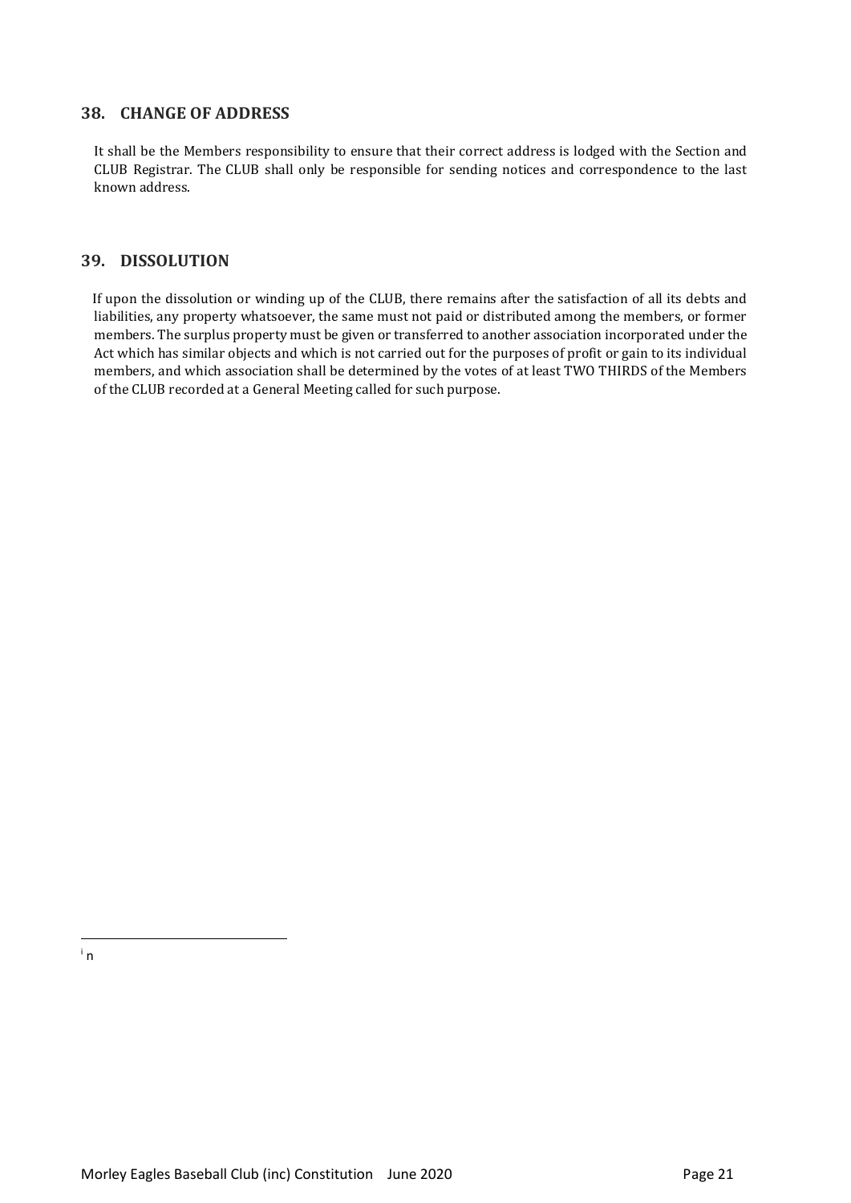## 38. CHANGE OF ADDRESS

It shall be the Members responsibility to ensure that their correct address is lodged with the Section and CLUB Registrar. The CLUB shall only be responsible for sending notices and correspondence to the last known address.

## 39. DISSOLUTION

If upon the dissolution or winding up of the CLUB, there remains after the satisfaction of all its debts and liabilities, any property whatsoever, the same must not paid or distributed among the members, or former members. The surplus property must be given or transferred to another association incorporated under the Act which has similar objects and which is not carried out for the purposes of profit or gain to its individual members, and which association shall be determined by the votes of at least TWO THIRDS of the Members of the CLUB recorded at a General Meeting called for such purpose.

---

[i] n